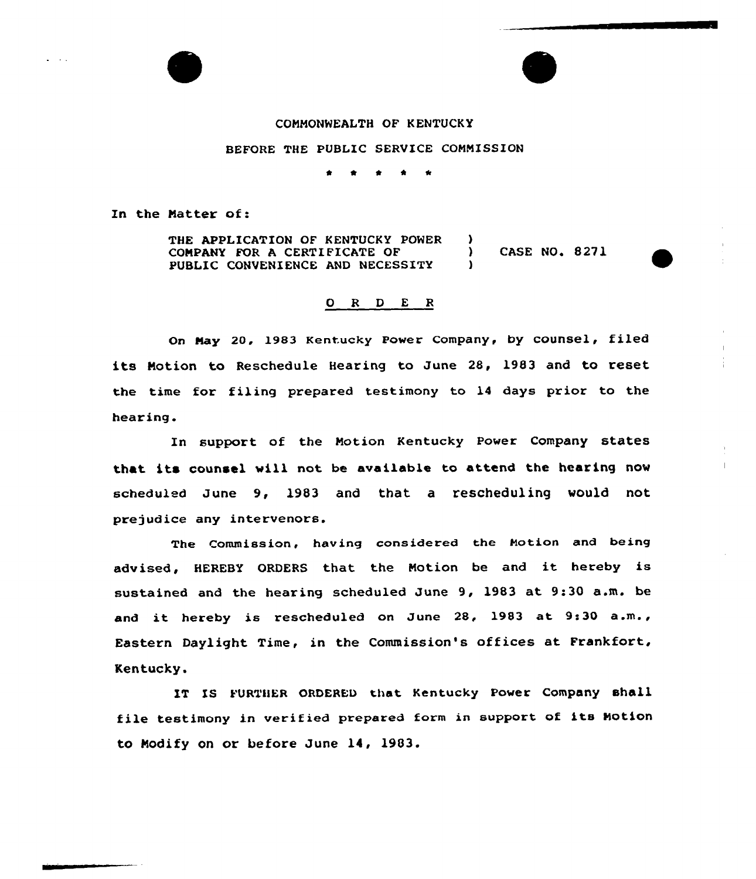COMMONWEALTH OF KENTUCKY

BEFORE THE PUBLIC SERVICE COMMISSION

\* \* \* \* \*

In the Matter of:

THE APPLICATION OF KENTUCKY POWER COMPANY FOR A CERTIFICATE OF PUBLIC CONVENIENCE AND NECESSITY ) CASE NO. 8271

## O R D E R

On May 20, 1983 Kentucky Power Company, by counsel, filed its Motion to Reschedule Hearing to June 28, 1983 and to reset the time for filing prepared testimony to 14 days prior to the hearing.

In support of the Motion Kentucky Power Company states that its counsel will not be available to attend the hearing now scheduled June 9, 1983 and that a rescheduling would not prejudice any intervenors.

The Commission, having considered the Motion and being advised, HEREBY ORDERS that the Motion be and it hereby is sustained and the hearing scheduled June 9, 1983 at 9:30 a.m. be and it hereby is rescheduled on June 28, 1983 at 9:30 a.m., Eastern Daylight Time, in the Commission's offices at Frankfort, Kentucky.

IT IS FURTHER ORDERED that Kentucky Power Company shall file testimony in verified prepared form in support of its Motion to Modify on or before June 14, 1983.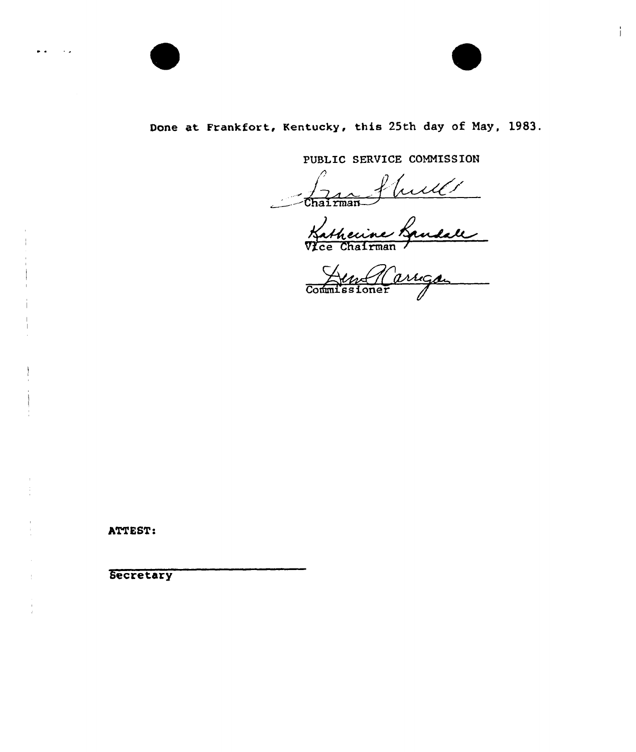Done at Frankfort, Kentucky, this 25th day of May, 1983.

PUBLIC SERVICE COMMISSION

Chairman

Vice Chairman

Commissioner

ATTEST:

Secretary